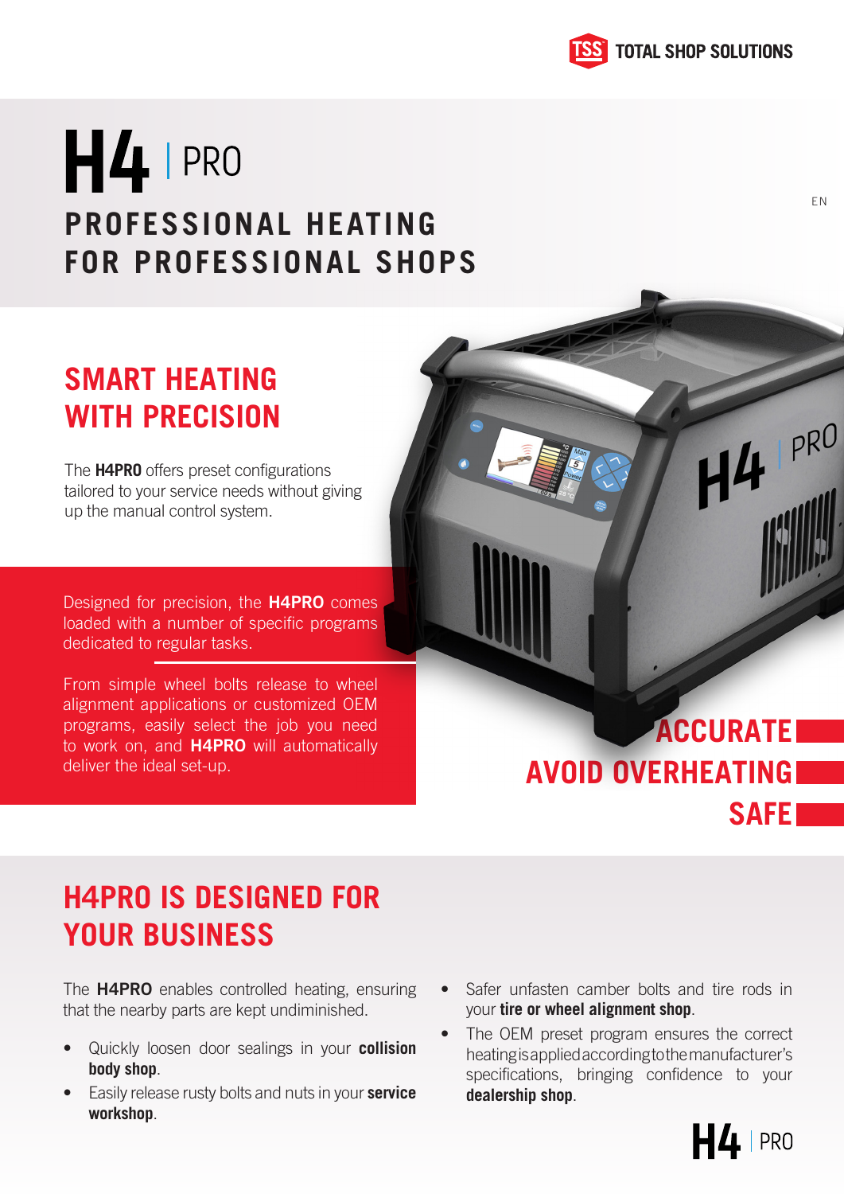TOTAL SHOP SOLUTIONS

# H4 | PRO

## PROFESSIONAL HEATING FOR PROFESSIONAL SHOPS

EN

## SMART HEATING WITH PRECISION

The **H4PRO** offers preset configurations tailored to your service needs without giving up the manual control system.

Designed for precision, the **H4PRO** comes loaded with a number of specific programs dedicated to regular tasks.

From simple wheel bolts release to wheel alignment applications or customized OEM programs, easily select the job you need to work on, and **H4PRO** will automatically deliver the ideal set-up.

**ACCURATE**

**AVOID OVERHEATING**

**SAFE**

## H4PRO IS DESIGNED FOR YOUR BUSINESS

The **H4PRO** enables controlled heating, ensuring that the nearby parts are kept undiminished.

- Quickly loosen door sealings in your **collision body shop**.
- Easily release rusty bolts and nuts in your **service workshop**.
- Safer unfasten camber bolts and tire rods in your **tire or wheel alignment shop**.
- The OEM preset program ensures the correct heating is applied according to the manufacturer's specifications, bringing confidence to your **dealership shop**.

H4 | PRO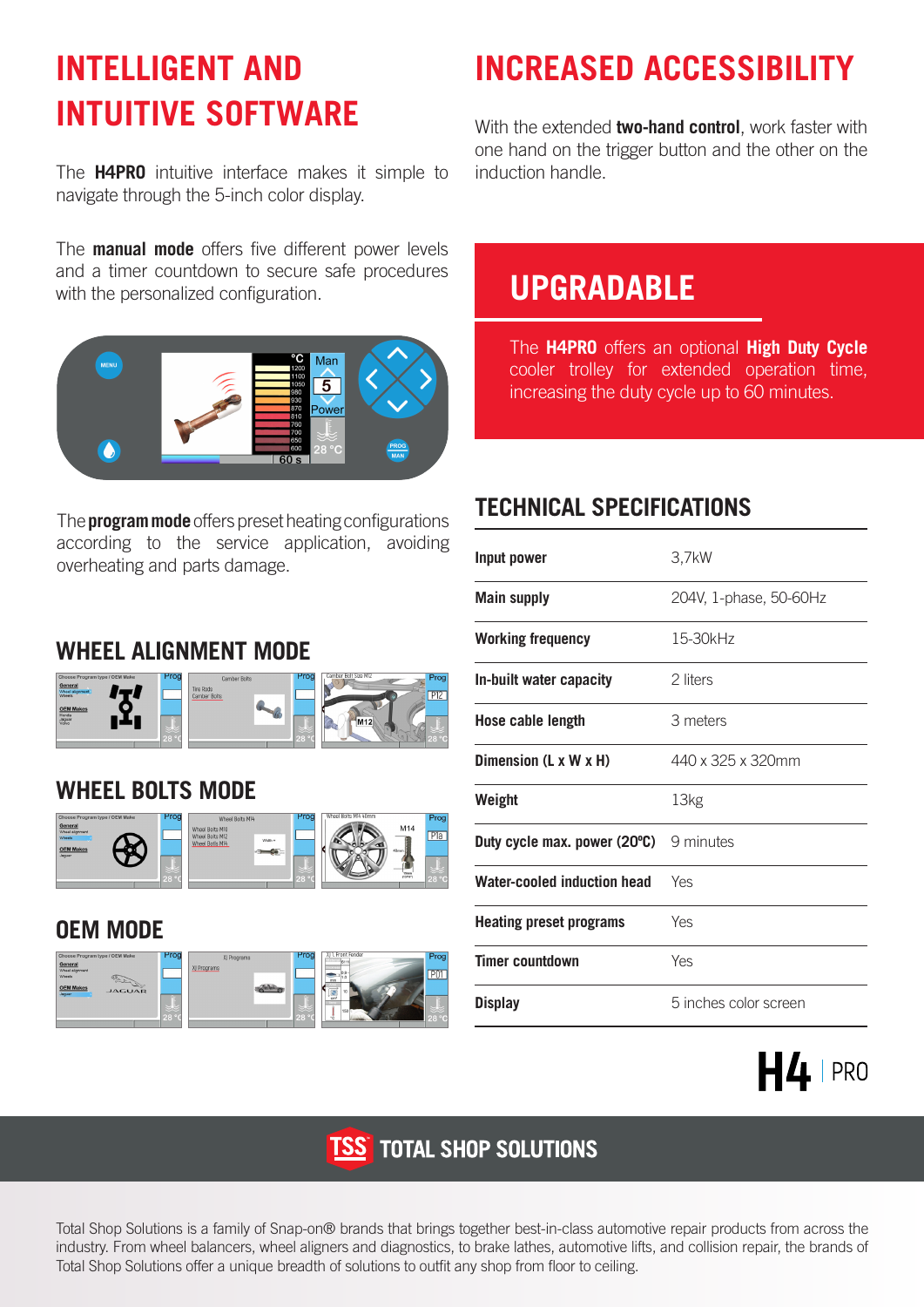# INTELLIGENT AND INTUITIVE SOFTWARE

The **H4PRO** intuitive interface makes it simple to navigate through the 5-inch color display.

The **manual mode** offers five different power levels and a timer countdown to secure safe procedures with the personalized configuration.

The **program mode** offers preset heating configurations according to the service application, avoiding overheating and parts damage.

## WHEEL ALIGNMENT MODE

## WHEEL BOLTS MODE

## OEM MODE

# INCREASED ACCESSIBILITY

With the extended **two-hand control**, work faster with one hand on the trigger button and the other on the induction handle.

# UPGRADABLE

The **H4PRO** offers an optional **High Duty Cycle** cooler trolley for extended operation time, increasing the duty cycle up to 60 minutes.

## TECHNICAL SPECIFICATIONS

| | |
|---|---|
| **Input power** | 3,7kW |
| **Main supply** | 204V, 1-phase, 50-60Hz |
| **Working frequency** | 15-30kHz |
| **In-built water capacity** | 2 liters |
| **Hose cable length** | 3 meters |
| **Dimension (L x W x H)** | 440 x 325 x 320mm |
| **Weight** | 13kg |
| **Duty cycle max. power (20ºC)** | 9 minutes |
| **Water-cooled induction head** | Yes |
| **Heating preset programs** | Yes |
| **Timer countdown** | Yes |
| **Display** | 5 inches color screen |

H4 | PRO

TSS TOTAL SHOP SOLUTIONS

Total Shop Solutions is a family of Snap-on® brands that brings together best-in-class automotive repair products from across the industry. From wheel balancers, wheel aligners and diagnostics, to brake lathes, automotive lifts, and collision repair, the brands of Total Shop Solutions offer a unique breadth of solutions to outfit any shop from floor to ceiling.